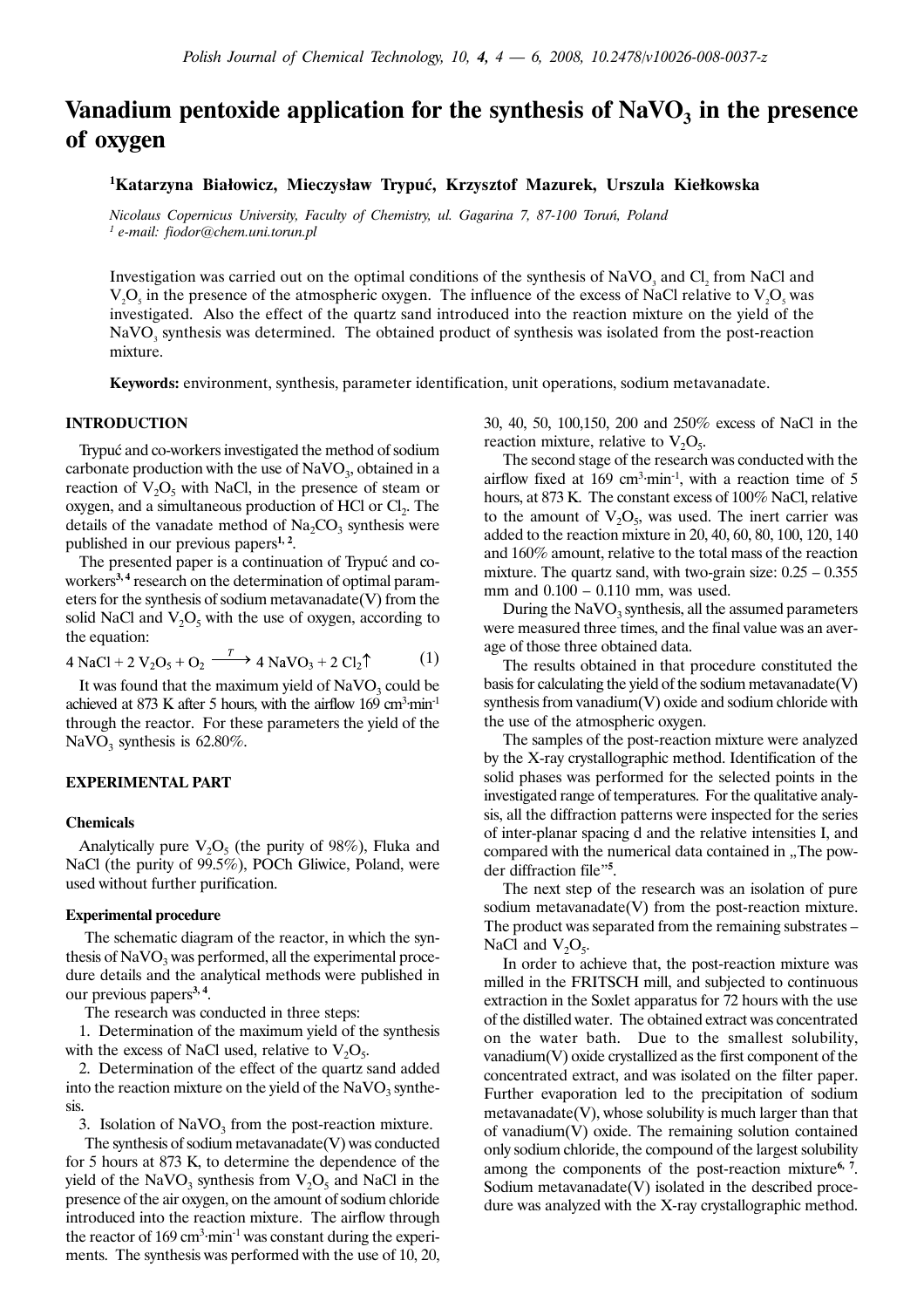# Vanadium pentoxide application for the synthesis of $NaVO_3$ in the presence of oxygen

**[1]Katarzyna Białowicz, Mieczysław Trypuć, Krzysztof Mazurek, Urszula Kiełkowska**

*Nicolaus Copernicus University, Faculty of Chemistry, ul. Gagarina 7, 87-100 Toruń, Poland*
*[1] e-mail: fiodor@chem.uni.torun.pl*

Investigation was carried out on the optimal conditions of the synthesis of $NaVO_3$ and $Cl_2$ from NaCl and $V_2O_5$ in the presence of the atmospheric oxygen. The influence of the excess of NaCl relative to $V_2O_5$ was investigated. Also the effect of the quartz sand introduced into the reaction mixture on the yield of the $NaVO_3$ synthesis was determined. The obtained product of synthesis was isolated from the post-reaction mixture.

**Keywords:** environment, synthesis, parameter identification, unit operations, sodium metavanadate.

## INTRODUCTION

Trypuć and co-workers investigated the method of sodium carbonate production with the use of $NaVO_3$, obtained in a reaction of $V_2O_5$ with NaCl, in the presence of steam or oxygen, and a simultaneous production of HCl or $Cl_2$. The details of the vanadate method of $Na_2CO_3$ synthesis were published in our previous papers[1, 2].

The presented paper is a continuation of Trypuć and co-workers[3, 4] research on the determination of optimal parameters for the synthesis of sodium metavanadate(V) from the solid NaCl and $V_2O_5$ with the use of oxygen, according to the equation:

$$4\ NaCl + 2\ V_2O_5 + O_2 \xrightarrow{T} 4\ NaVO_3 + 2\ Cl_2\uparrow \qquad (1)$$

It was found that the maximum yield of $NaVO_3$ could be achieved at 873 K after 5 hours, with the airflow 169 $cm^3 \cdot min^{-1}$ through the reactor. For these parameters the yield of the $NaVO_3$ synthesis is 62.80%.

## EXPERIMENTAL PART

### Chemicals

Analytically pure $V_2O_5$ (the purity of 98%), Fluka and NaCl (the purity of 99.5%), POCh Gliwice, Poland, were used without further purification.

### Experimental procedure

The schematic diagram of the reactor, in which the synthesis of $NaVO_3$ was performed, all the experimental procedure details and the analytical methods were published in our previous papers[3, 4].

The research was conducted in three steps:

1. Determination of the maximum yield of the synthesis with the excess of NaCl used, relative to $V_2O_5$.
2. Determination of the effect of the quartz sand added into the reaction mixture on the yield of the $NaVO_3$ synthesis.
3. Isolation of $NaVO_3$ from the post-reaction mixture.

The synthesis of sodium metavanadate(V) was conducted for 5 hours at 873 K, to determine the dependence of the yield of the $NaVO_3$ synthesis from $V_2O_5$ and NaCl in the presence of the air oxygen, on the amount of sodium chloride introduced into the reaction mixture. The airflow through the reactor of 169 $cm^3 \cdot min^{-1}$ was constant during the experiments. The synthesis was performed with the use of 10, 20, 30, 40, 50, 100,150, 200 and 250% excess of NaCl in the reaction mixture, relative to $V_2O_5$.

The second stage of the research was conducted with the airflow fixed at 169 $cm^3 \cdot min^{-1}$, with a reaction time of 5 hours, at 873 K. The constant excess of 100% NaCl, relative to the amount of $V_2O_5$, was used. The inert carrier was added to the reaction mixture in 20, 40, 60, 80, 100, 120, 140 and 160% amount, relative to the total mass of the reaction mixture. The quartz sand, with two-grain size: 0.25 – 0.355 mm and 0.100 – 0.110 mm, was used.

During the $NaVO_3$ synthesis, all the assumed parameters were measured three times, and the final value was an average of those three obtained data.

The results obtained in that procedure constituted the basis for calculating the yield of the sodium metavanadate(V) synthesis from vanadium(V) oxide and sodium chloride with the use of the atmospheric oxygen.

The samples of the post-reaction mixture were analyzed by the X-ray crystallographic method. Identification of the solid phases was performed for the selected points in the investigated range of temperatures. For the qualitative analysis, all the diffraction patterns were inspected for the series of inter-planar spacing d and the relative intensities I, and compared with the numerical data contained in „The powder diffraction file"[5].

The next step of the research was an isolation of pure sodium metavanadate(V) from the post-reaction mixture. The product was separated from the remaining substrates – NaCl and $V_2O_5$.

In order to achieve that, the post-reaction mixture was milled in the FRITSCH mill, and subjected to continuous extraction in the Soxlet apparatus for 72 hours with the use of the distilled water. The obtained extract was concentrated on the water bath. Due to the smallest solubility, vanadium(V) oxide crystallized as the first component of the concentrated extract, and was isolated on the filter paper. Further evaporation led to the precipitation of sodium metavanadate(V), whose solubility is much larger than that of vanadium(V) oxide. The remaining solution contained only sodium chloride, the compound of the largest solubility among the components of the post-reaction mixture[6, 7]. Sodium metavanadate(V) isolated in the described procedure was analyzed with the X-ray crystallographic method.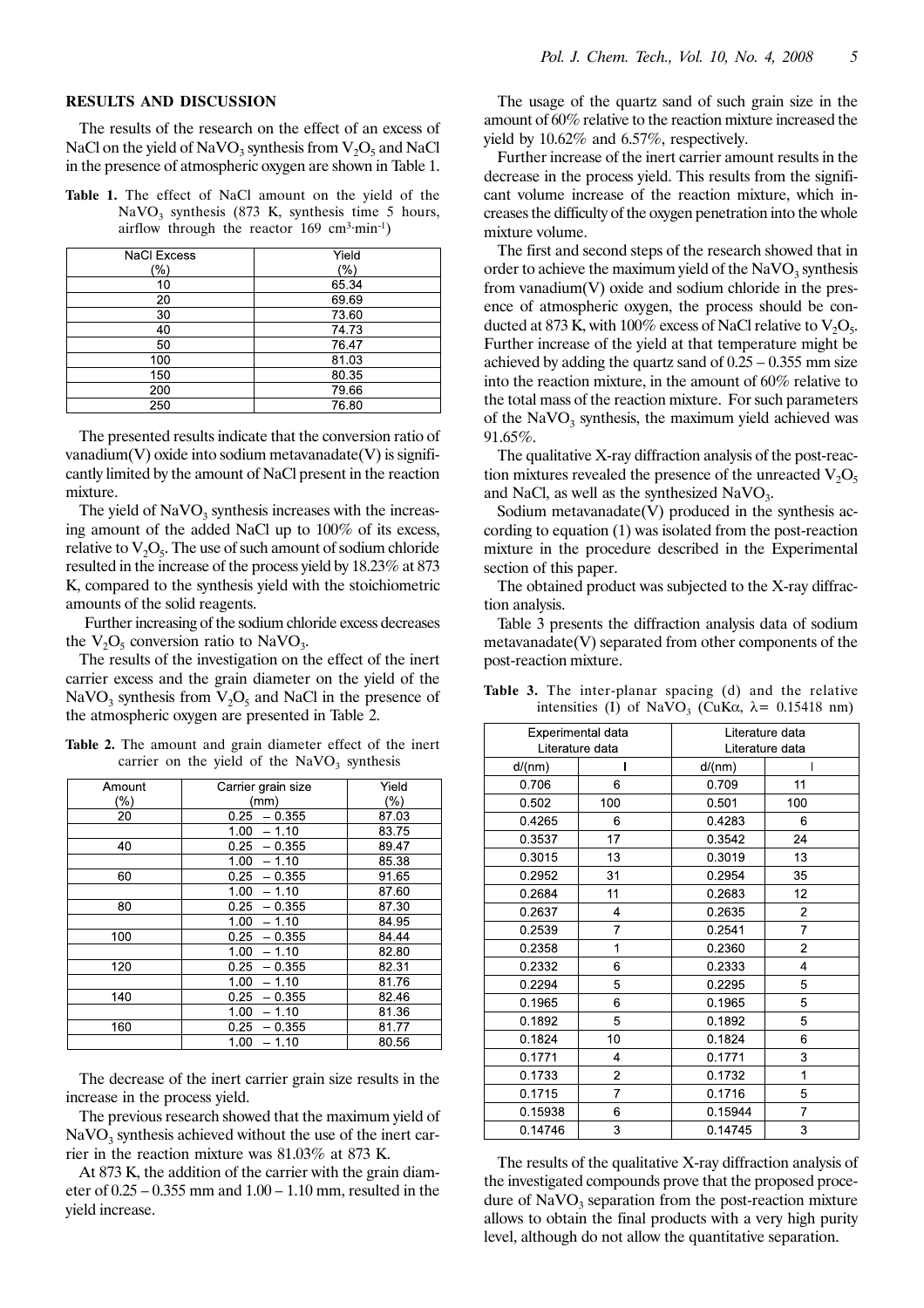## RESULTS AND DISCUSSION

The results of the research on the effect of an excess of NaCl on the yield of $NaVO_3$ synthesis from $V_2O_5$ and NaCl in the presence of atmospheric oxygen are shown in Table 1.

**Table 1.** The effect of NaCl amount on the yield of the $NaVO_3$ synthesis (873 K, synthesis time 5 hours, airflow through the reactor 169 $cm^3 \cdot min^{-1}$)

| NaCl Excess (%) | Yield (%) |
|---|---|
| 10 | 65.34 |
| 20 | 69.69 |
| 30 | 73.60 |
| 40 | 74.73 |
| 50 | 76.47 |
| 100 | 81.03 |
| 150 | 80.35 |
| 200 | 79.66 |
| 250 | 76.80 |

The presented results indicate that the conversion ratio of vanadium(V) oxide into sodium metavanadate(V) is significantly limited by the amount of NaCl present in the reaction mixture.

The yield of $NaVO_3$ synthesis increases with the increasing amount of the added NaCl up to 100% of its excess, relative to $V_2O_5$. The use of such amount of sodium chloride resulted in the increase of the process yield by 18.23% at 873 K, compared to the synthesis yield with the stoichiometric amounts of the solid reagents.

Further increasing of the sodium chloride excess decreases the $V_2O_5$ conversion ratio to $NaVO_3$.

The results of the investigation on the effect of the inert carrier excess and the grain diameter on the yield of the $NaVO_3$ synthesis from $V_2O_5$ and NaCl in the presence of the atmospheric oxygen are presented in Table 2.

**Table 2.** The amount and grain diameter effect of the inert carrier on the yield of the $NaVO_3$ synthesis

| Amount (%) | Carrier grain size (mm) | Yield (%) |
|---|---|---|
| 20 | 0.25 – 0.355 | 87.03 |
| | 1.00 – 1.10 | 83.75 |
| 40 | 0.25 – 0.355 | 89.47 |
| | 1.00 – 1.10 | 85.38 |
| 60 | 0.25 – 0.355 | 91.65 |
| | 1.00 – 1.10 | 87.60 |
| 80 | 0.25 – 0.355 | 87.30 |
| | 1.00 – 1.10 | 84.95 |
| 100 | 0.25 – 0.355 | 84.44 |
| | 1.00 – 1.10 | 82.80 |
| 120 | 0.25 – 0.355 | 82.31 |
| | 1.00 – 1.10 | 81.76 |
| 140 | 0.25 – 0.355 | 82.46 |
| | 1.00 – 1.10 | 81.36 |
| 160 | 0.25 – 0.355 | 81.77 |
| | 1.00 – 1.10 | 80.56 |

The decrease of the inert carrier grain size results in the increase in the process yield.

The previous research showed that the maximum yield of $NaVO_3$ synthesis achieved without the use of the inert carrier in the reaction mixture was 81.03% at 873 K.

At 873 K, the addition of the carrier with the grain diameter of 0.25 – 0.355 mm and 1.00 – 1.10 mm, resulted in the yield increase.

The usage of the quartz sand of such grain size in the amount of 60% relative to the reaction mixture increased the yield by 10.62% and 6.57%, respectively.

Further increase of the inert carrier amount results in the decrease in the process yield. This results from the significant volume increase of the reaction mixture, which increases the difficulty of the oxygen penetration into the whole mixture volume.

The first and second steps of the research showed that in order to achieve the maximum yield of the $NaVO_3$ synthesis from vanadium(V) oxide and sodium chloride in the presence of atmospheric oxygen, the process should be conducted at 873 K, with 100% excess of NaCl relative to $V_2O_5$. Further increase of the yield at that temperature might be achieved by adding the quartz sand of 0.25 – 0.355 mm size into the reaction mixture, in the amount of 60% relative to the total mass of the reaction mixture. For such parameters of the $NaVO_3$ synthesis, the maximum yield achieved was 91.65%.

The qualitative X-ray diffraction analysis of the post-reaction mixtures revealed the presence of the unreacted $V_2O_5$ and NaCl, as well as the synthesized $NaVO_3$.

Sodium metavanadate(V) produced in the synthesis according to equation (1) was isolated from the post-reaction mixture in the procedure described in the Experimental section of this paper.

The obtained product was subjected to the X-ray diffraction analysis.

Table 3 presents the diffraction analysis data of sodium metavanadate(V) separated from other components of the post-reaction mixture.

**Table 3.** The inter-planar spacing (d) and the relative intensities (I) of $NaVO_3$ (CuKα, λ= 0.15418 nm)

| Experimental data Literature data | | Literature data Literature data | |
|---|---|---|---|
| d/(nm) | I | d/(nm) | I |
| 0.706 | 6 | 0.709 | 11 |
| 0.502 | 100 | 0.501 | 100 |
| 0.4265 | 6 | 0.4283 | 6 |
| 0.3537 | 17 | 0.3542 | 24 |
| 0.3015 | 13 | 0.3019 | 13 |
| 0.2952 | 31 | 0.2954 | 35 |
| 0.2684 | 11 | 0.2683 | 12 |
| 0.2637 | 4 | 0.2635 | 2 |
| 0.2539 | 7 | 0.2541 | 7 |
| 0.2358 | 1 | 0.2360 | 2 |
| 0.2332 | 6 | 0.2333 | 4 |
| 0.2294 | 5 | 0.2295 | 5 |
| 0.1965 | 6 | 0.1965 | 5 |
| 0.1892 | 5 | 0.1892 | 5 |
| 0.1824 | 10 | 0.1824 | 6 |
| 0.1771 | 4 | 0.1771 | 3 |
| 0.1733 | 2 | 0.1732 | 1 |
| 0.1715 | 7 | 0.1716 | 5 |
| 0.15938 | 6 | 0.15944 | 7 |
| 0.14746 | 3 | 0.14745 | 3 |

The results of the qualitative X-ray diffraction analysis of the investigated compounds prove that the proposed procedure of $NaVO_3$ separation from the post-reaction mixture allows to obtain the final products with a very high purity level, although do not allow the quantitative separation.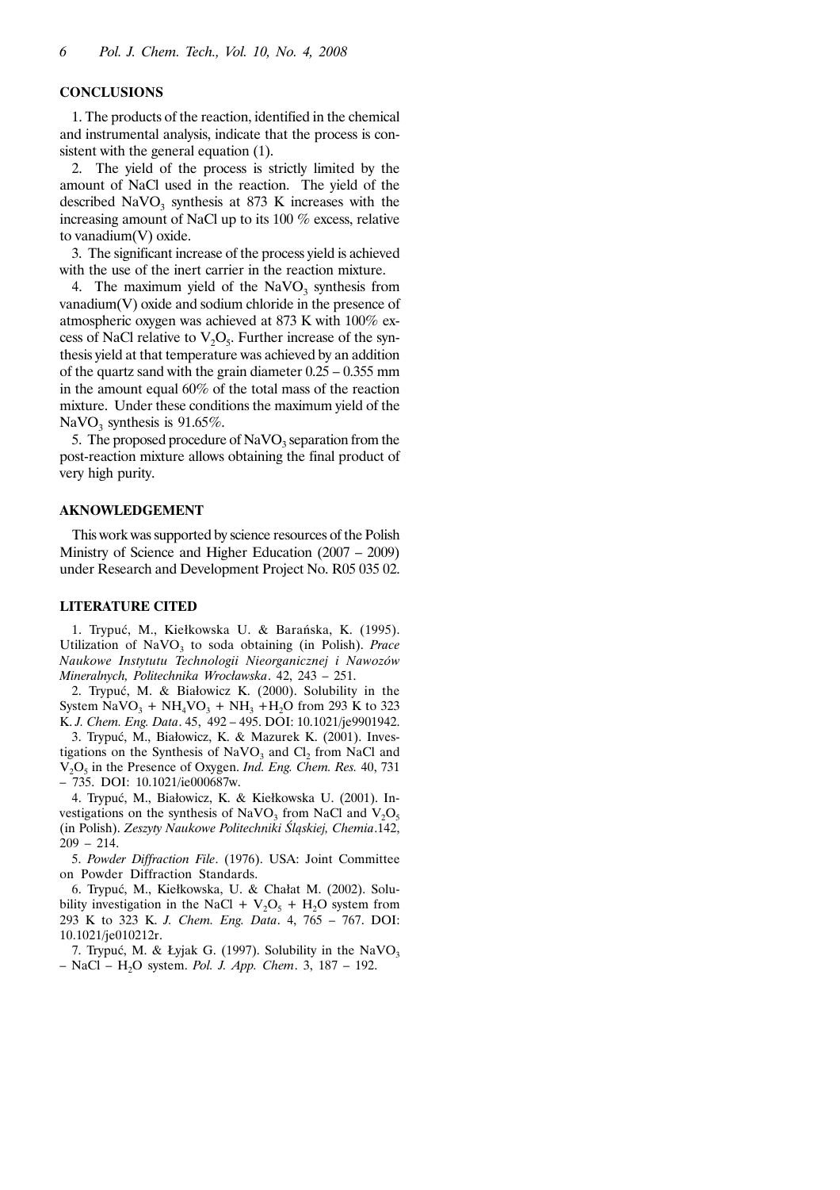## CONCLUSIONS

1. The products of the reaction, identified in the chemical and instrumental analysis, indicate that the process is consistent with the general equation (1).

2. The yield of the process is strictly limited by the amount of NaCl used in the reaction. The yield of the described $NaVO_3$ synthesis at 873 K increases with the increasing amount of NaCl up to its 100 % excess, relative to vanadium(V) oxide.

3. The significant increase of the process yield is achieved with the use of the inert carrier in the reaction mixture.

4. The maximum yield of the $NaVO_3$ synthesis from vanadium(V) oxide and sodium chloride in the presence of atmospheric oxygen was achieved at 873 K with 100% excess of NaCl relative to $V_2O_5$. Further increase of the synthesis yield at that temperature was achieved by an addition of the quartz sand with the grain diameter 0.25 – 0.355 mm in the amount equal 60% of the total mass of the reaction mixture. Under these conditions the maximum yield of the $NaVO_3$ synthesis is 91.65%.

5. The proposed procedure of $NaVO_3$ separation from the post-reaction mixture allows obtaining the final product of very high purity.

## AKNOWLEDGEMENT

This work was supported by science resources of the Polish Ministry of Science and Higher Education (2007 – 2009) under Research and Development Project No. R05 035 02.

## LITERATURE CITED

1. Trypuć, M., Kiełkowska U. & Barańska, K. (1995). Utilization of $NaVO_3$ to soda obtaining (in Polish). *Prace Naukowe Instytutu Technologii Nieorganicznej i Nawozów Mineralnych, Politechnika Wrocławska*. 42, 243 – 251.

2. Trypuć, M. & Białowicz K. (2000). Solubility in the System $NaVO_3$ + $NH_4VO_3$ + $NH_3$ +$H_2O$ from 293 K to 323 K. *J. Chem. Eng. Data*. 45, 492 – 495. DOI: 10.1021/je9901942.

3. Trypuć, M., Białowicz, K. & Mazurek K. (2001). Investigations on the Synthesis of $NaVO_3$ and $Cl_2$ from NaCl and $V_2O_5$ in the Presence of Oxygen. *Ind. Eng. Chem. Res.* 40, 731 – 735. DOI: 10.1021/ie000687w.

4. Trypuć, M., Białowicz, K. & Kiełkowska U. (2001). Investigations on the synthesis of $NaVO_3$ from NaCl and $V_2O_5$ (in Polish). *Zeszyty Naukowe Politechniki Śląskiej, Chemia*.142, 209 – 214.

5. *Powder Diffraction File*. (1976). USA: Joint Committee on Powder Diffraction Standards.

6. Trypuć, M., Kiełkowska, U. & Chałat M. (2002). Solubility investigation in the NaCl + $V_2O_5$ + $H_2O$ system from 293 K to 323 K. *J. Chem. Eng. Data*. 4, 765 – 767. DOI: 10.1021/je010212r.

7. Trypuć, M. & Łyjak G. (1997). Solubility in the $NaVO_3$ – NaCl – $H_2O$ system. *Pol. J. App. Chem*. 3, 187 – 192.